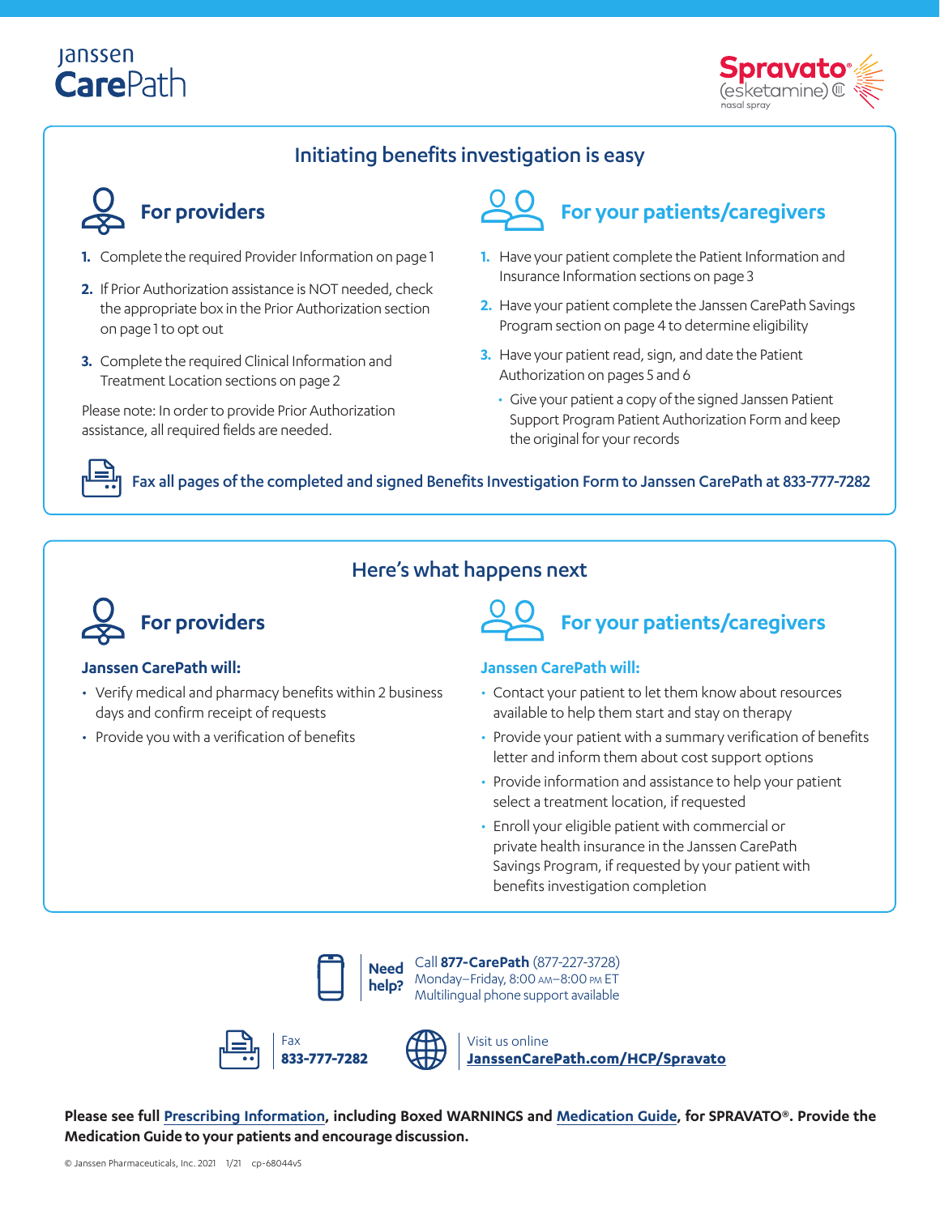Janssen CarePath

Spravato® (esketamine) CIII nasal spray

## Initiating benefits investigation is easy

### For providers

1. Complete the required Provider Information on page 1
2. If Prior Authorization assistance is NOT needed, check the appropriate box in the Prior Authorization section on page 1 to opt out
3. Complete the required Clinical Information and Treatment Location sections on page 2

Please note: In order to provide Prior Authorization assistance, all required fields are needed.

### For your patients/caregivers

1. Have your patient complete the Patient Information and Insurance Information sections on page 3
2. Have your patient complete the Janssen CarePath Savings Program section on page 4 to determine eligibility
3. Have your patient read, sign, and date the Patient Authorization on pages 5 and 6
   - Give your patient a copy of the signed Janssen Patient Support Program Patient Authorization Form and keep the original for your records

**Fax all pages of the completed and signed Benefits Investigation Form to Janssen CarePath at 833-777-7282**

## Here's what happens next

### For providers

**Janssen CarePath will:**

- Verify medical and pharmacy benefits within 2 business days and confirm receipt of requests
- Provide you with a verification of benefits

### For your patients/caregivers

**Janssen CarePath will:**

- Contact your patient to let them know about resources available to help them start and stay on therapy
- Provide your patient with a summary verification of benefits letter and inform them about cost support options
- Provide information and assistance to help your patient select a treatment location, if requested
- Enroll your eligible patient with commercial or private health insurance in the Janssen CarePath Savings Program, if requested by your patient with benefits investigation completion

**Need help?** Call **877-CarePath** (877-227-3728)
Monday–Friday, 8:00 AM–8:00 PM ET
Multilingual phone support available

Fax
**833-777-7282**

Visit us online
**JanssenCarePath.com/HCP/Spravato**

**Please see full Prescribing Information, including Boxed WARNINGS and Medication Guide, for SPRAVATO®. Provide the Medication Guide to your patients and encourage discussion.**

© Janssen Pharmaceuticals, Inc. 2021 1/21 cp-68044v5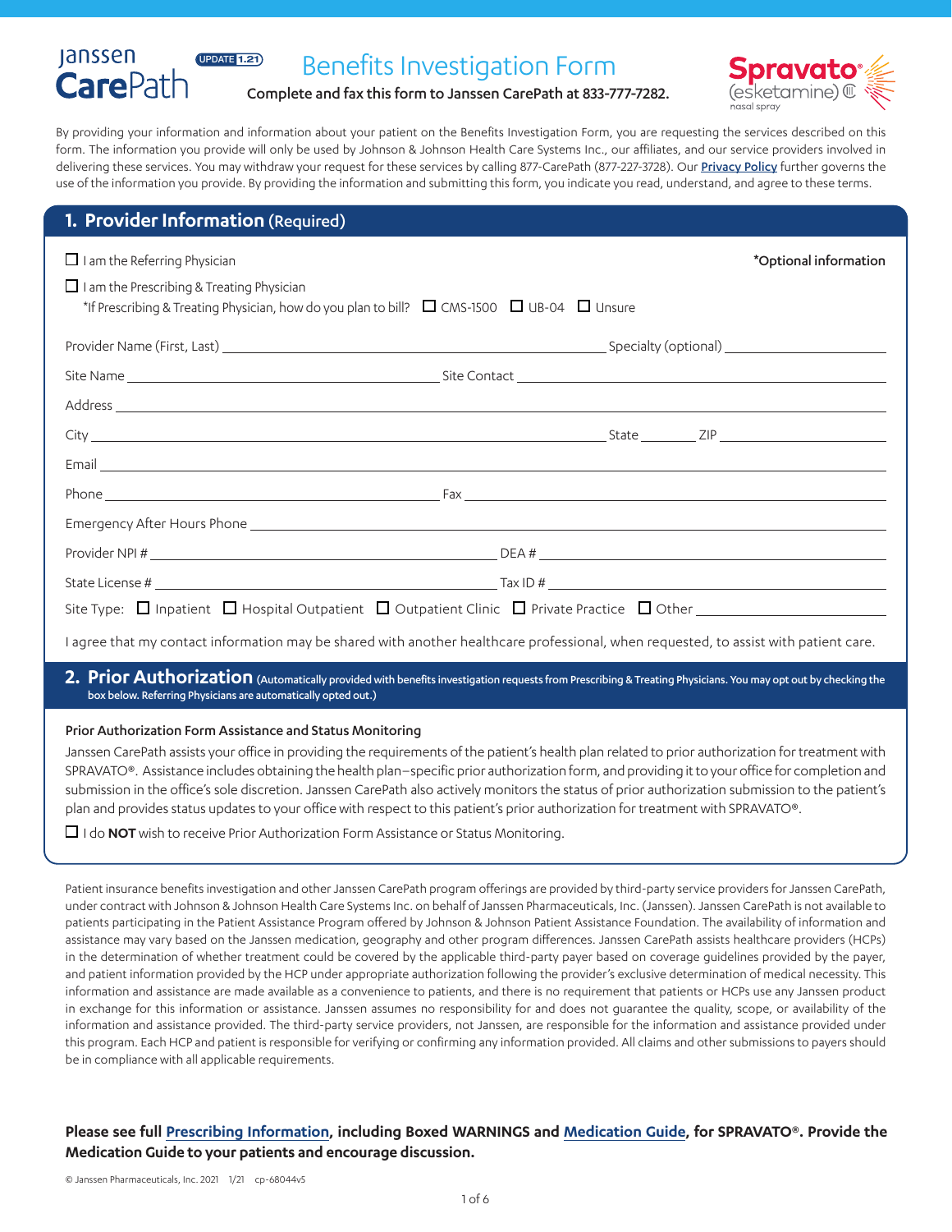Janssen CarePath UPDATE 1.21

# Benefits Investigation Form

**Complete and fax this form to Janssen CarePath at 833-777-7282.**

Spravato® (esketamine) CIII nasal spray

By providing your information and information about your patient on the Benefits Investigation Form, you are requesting the services described on this form. The information you provide will only be used by Johnson & Johnson Health Care Systems Inc., our affiliates, and our service providers involved in delivering these services. You may withdraw your request for these services by calling 877-CarePath (877-227-3728). Our Privacy Policy further governs the use of the information you provide. By providing the information and submitting this form, you indicate you read, understand, and agree to these terms.

## 1. Provider Information (Required)

☐ I am the Referring Physician

*Optional information

☐ I am the Prescribing & Treating Physician

*If Prescribing & Treating Physician, how do you plan to bill? ☐ CMS-1500 ☐ UB-04 ☐ Unsure

Provider Name (First, Last) ______________________ Specialty (optional) ______________________

Site Name ______________________ Site Contact ______________________

Address ______________________

City ______________________ State ________ ZIP ______________________

Email ______________________

Phone ______________________ Fax ______________________

Emergency After Hours Phone ______________________

Provider NPI # ______________________ DEA # ______________________

State License # ______________________ Tax ID # ______________________

Site Type: ☐ Inpatient ☐ Hospital Outpatient ☐ Outpatient Clinic ☐ Private Practice ☐ Other ______________________

I agree that my contact information may be shared with another healthcare professional, when requested, to assist with patient care.

## 2. Prior Authorization (Automatically provided with benefits investigation requests from Prescribing & Treating Physicians. You may opt out by checking the box below. Referring Physicians are automatically opted out.)

### Prior Authorization Form Assistance and Status Monitoring

Janssen CarePath assists your office in providing the requirements of the patient's health plan related to prior authorization for treatment with SPRAVATO®. Assistance includes obtaining the health plan–specific prior authorization form, and providing it to your office for completion and submission in the office's sole discretion. Janssen CarePath also actively monitors the status of prior authorization submission to the patient's plan and provides status updates to your office with respect to this patient's prior authorization for treatment with SPRAVATO®.

☐ I do **NOT** wish to receive Prior Authorization Form Assistance or Status Monitoring.

Patient insurance benefits investigation and other Janssen CarePath program offerings are provided by third-party service providers for Janssen CarePath, under contract with Johnson & Johnson Health Care Systems Inc. on behalf of Janssen Pharmaceuticals, Inc. (Janssen). Janssen CarePath is not available to patients participating in the Patient Assistance Program offered by Johnson & Johnson Patient Assistance Foundation. The availability of information and assistance may vary based on the Janssen medication, geography and other program differences. Janssen CarePath assists healthcare providers (HCPs) in the determination of whether treatment could be covered by the applicable third-party payer based on coverage guidelines provided by the payer, and patient information provided by the HCP under appropriate authorization following the provider's exclusive determination of medical necessity. This information and assistance are made available as a convenience to patients, and there is no requirement that patients or HCPs use any Janssen product in exchange for this information or assistance. Janssen assumes no responsibility for and does not guarantee the quality, scope, or availability of the information and assistance provided. The third-party service providers, not Janssen, are responsible for the information and assistance provided under this program. Each HCP and patient is responsible for verifying or confirming any information provided. All claims and other submissions to payers should be in compliance with all applicable requirements.

**Please see full Prescribing Information, including Boxed WARNINGS and Medication Guide, for SPRAVATO®. Provide the Medication Guide to your patients and encourage discussion.**

© Janssen Pharmaceuticals, Inc. 2021 1/21 cp-68044v5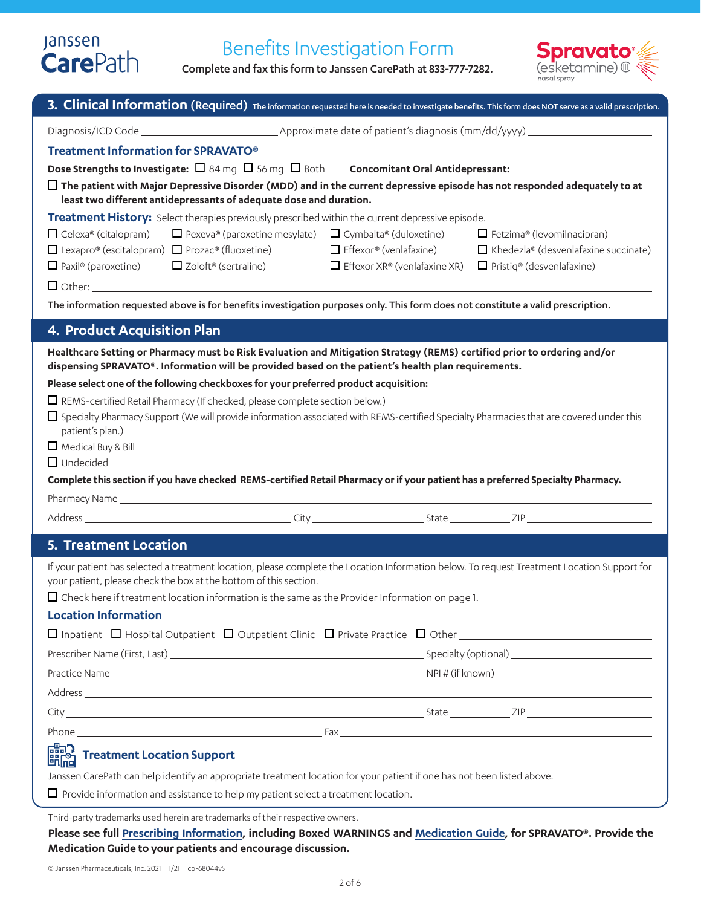Janssen CarePath

# Benefits Investigation Form

Complete and fax this form to Janssen CarePath at 833-777-7282.

Spravato® (esketamine) CIII nasal spray

## 3. Clinical Information (Required)

The information requested here is needed to investigate benefits. This form does NOT serve as a valid prescription.

Diagnosis/ICD Code ________________ Approximate date of patient's diagnosis (mm/dd/yyyy) ________________

### Treatment Information for SPRAVATO®

**Dose Strengths to Investigate:** ☐ 84 mg ☐ 56 mg ☐ Both **Concomitant Oral Antidepressant:** ________________

☐ **The patient with Major Depressive Disorder (MDD) and in the current depressive episode has not responded adequately to at least two different antidepressants of adequate dose and duration.**

**Treatment History:** Select therapies previously prescribed within the current depressive episode.

| | | | |
|---|---|---|---|
| ☐ Celexa® (citalopram) | ☐ Pexeva® (paroxetine mesylate) | ☐ Cymbalta® (duloxetine) | ☐ Fetzima® (levomilnacipran) |
| ☐ Lexapro® (escitalopram) | ☐ Prozac® (fluoxetine) | ☐ Effexor® (venlafaxine) | ☐ Khedezla® (desvenlafaxine succinate) |
| ☐ Paxil® (paroxetine) | ☐ Zoloft® (sertraline) | ☐ Effexor XR® (venlafaxine XR) | ☐ Pristiq® (desvenlafaxine) |

☐ Other: ________________

**The information requested above is for benefits investigation purposes only. This form does not constitute a valid prescription.**

## 4. Product Acquisition Plan

**Healthcare Setting or Pharmacy must be Risk Evaluation and Mitigation Strategy (REMS) certified prior to ordering and/or dispensing SPRAVATO®. Information will be provided based on the patient's health plan requirements.**

**Please select one of the following checkboxes for your preferred product acquisition:**

☐ REMS-certified Retail Pharmacy (If checked, please complete section below.)

☐ Specialty Pharmacy Support (We will provide information associated with REMS-certified Specialty Pharmacies that are covered under this patient's plan.)

☐ Medical Buy & Bill

☐ Undecided

**Complete this section if you have checked REMS-certified Retail Pharmacy or if your patient has a preferred Specialty Pharmacy.**

Pharmacy Name ________________

Address ________________ City ________________ State ________ ZIP ________

## 5. Treatment Location

If your patient has selected a treatment location, please complete the Location Information below. To request Treatment Location Support for your patient, please check the box at the bottom of this section.

☐ Check here if treatment location information is the same as the Provider Information on page 1.

### Location Information

☐ Inpatient ☐ Hospital Outpatient ☐ Outpatient Clinic ☐ Private Practice ☐ Other ________________

Prescriber Name (First, Last) ________________ Specialty (optional) ________________

Practice Name ________________ NPI # (if known) ________________

Address ________________

City ________________ State ________ ZIP ________

Phone ________________ Fax ________________

### Treatment Location Support

Janssen CarePath can help identify an appropriate treatment location for your patient if one has not been listed above.

☐ Provide information and assistance to help my patient select a treatment location.

Third-party trademarks used herein are trademarks of their respective owners.

**Please see full Prescribing Information, including Boxed WARNINGS and Medication Guide, for SPRAVATO®. Provide the Medication Guide to your patients and encourage discussion.**

© Janssen Pharmaceuticals, Inc. 2021 1/21 cp-68044v5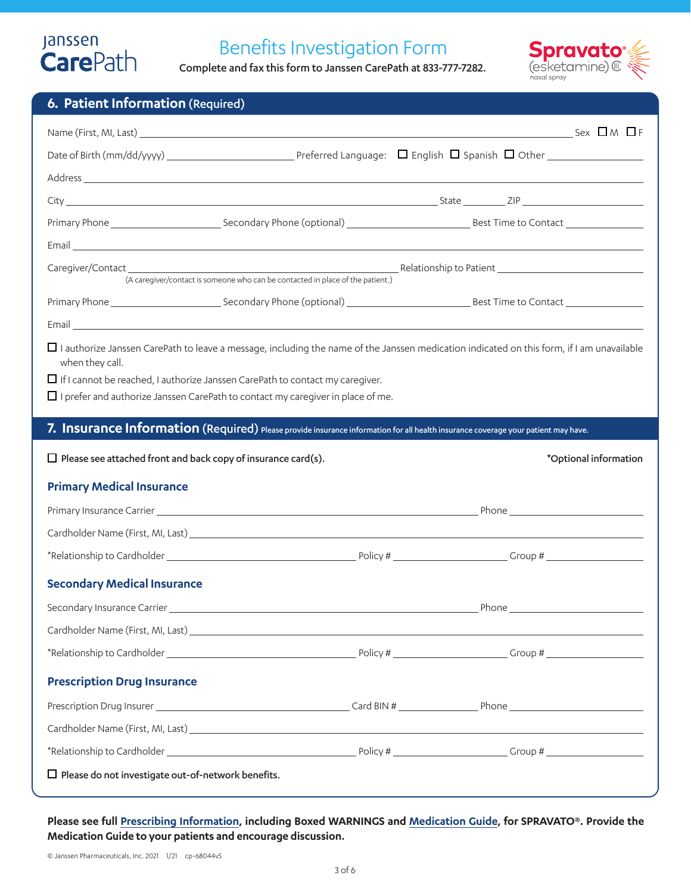Janssen CarePath

# Benefits Investigation Form

Complete and fax this form to Janssen CarePath at 833-777-7282.

Spravato® (esketamine) CIII nasal spray

## 6. Patient Information (Required)

Name (First, MI, Last) ______________________ Sex ☐ M ☐ F

Date of Birth (mm/dd/yyyy) ______________ Preferred Language: ☐ English ☐ Spanish ☐ Other ______________

Address ______________________

City ______________________ State ________ ZIP ______________

Primary Phone ______________ Secondary Phone (optional) ______________ Best Time to Contact ______________

Email ______________________

Caregiver/Contact ______________________ Relationship to Patient ______________________
(A caregiver/contact is someone who can be contacted in place of the patient.)

Primary Phone ______________ Secondary Phone (optional) ______________ Best Time to Contact ______________

Email ______________________

☐ I authorize Janssen CarePath to leave a message, including the name of the Janssen medication indicated on this form, if I am unavailable when they call.

☐ If I cannot be reached, I authorize Janssen CarePath to contact my caregiver.

☐ I prefer and authorize Janssen CarePath to contact my caregiver in place of me.

## 7. Insurance Information (Required) Please provide insurance information for all health insurance coverage your patient may have.

☐ **Please see attached front and back copy of insurance card(s).** *Optional information

### Primary Medical Insurance

Primary Insurance Carrier ______________________ Phone ______________

Cardholder Name (First, MI, Last) ______________________

*Relationship to Cardholder ______________ Policy # ______________ Group # ______________

### Secondary Medical Insurance

Secondary Insurance Carrier ______________________ Phone ______________

Cardholder Name (First, MI, Last) ______________________

*Relationship to Cardholder ______________ Policy # ______________ Group # ______________

### Prescription Drug Insurance

Prescription Drug Insurer ______________ Card BIN # ______________ Phone ______________

Cardholder Name (First, MI, Last) ______________________

*Relationship to Cardholder ______________ Policy # ______________ Group # ______________

☐ **Please do not investigate out-of-network benefits.**

**Please see full Prescribing Information, including Boxed WARNINGS and Medication Guide, for SPRAVATO®. Provide the Medication Guide to your patients and encourage discussion.**

© Janssen Pharmaceuticals, Inc. 2021 1/21 cp-68044v5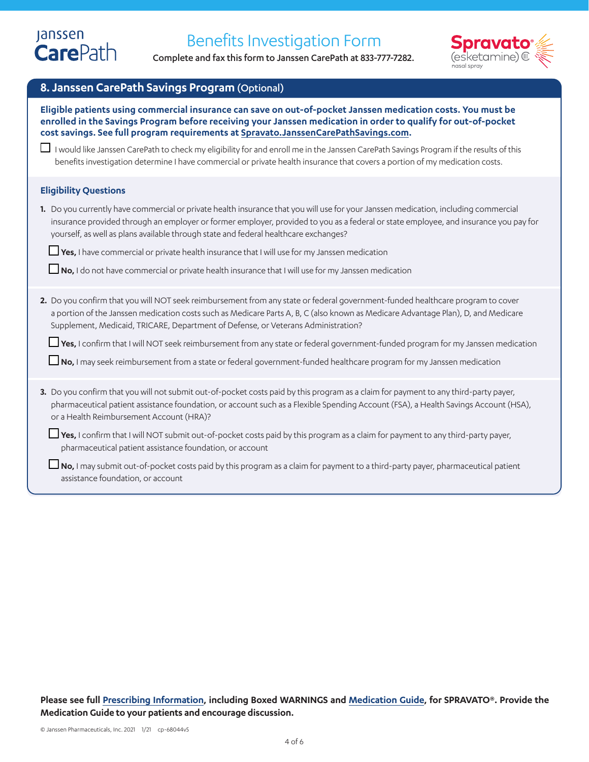Janssen CarePath

# Benefits Investigation Form

Complete and fax this form to Janssen CarePath at 833-777-7282.

Spravato® (esketamine) CIII nasal spray

## 8. Janssen CarePath Savings Program (Optional)

**Eligible patients using commercial insurance can save on out-of-pocket Janssen medication costs. You must be enrolled in the Savings Program before receiving your Janssen medication in order to qualify for out-of-pocket cost savings. See full program requirements at Spravato.JanssenCarePathSavings.com.**

☐ I would like Janssen CarePath to check my eligibility for and enroll me in the Janssen CarePath Savings Program if the results of this benefits investigation determine I have commercial or private health insurance that covers a portion of my medication costs.

### Eligibility Questions

**1.** Do you currently have commercial or private health insurance that you will use for your Janssen medication, including commercial insurance provided through an employer or former employer, provided to you as a federal or state employee, and insurance you pay for yourself, as well as plans available through state and federal healthcare exchanges?

☐ **Yes,** I have commercial or private health insurance that I will use for my Janssen medication

☐ **No,** I do not have commercial or private health insurance that I will use for my Janssen medication

**2.** Do you confirm that you will NOT seek reimbursement from any state or federal government-funded healthcare program to cover a portion of the Janssen medication costs such as Medicare Parts A, B, C (also known as Medicare Advantage Plan), D, and Medicare Supplement, Medicaid, TRICARE, Department of Defense, or Veterans Administration?

☐ **Yes,** I confirm that I will NOT seek reimbursement from any state or federal government-funded program for my Janssen medication

☐ **No,** I may seek reimbursement from a state or federal government-funded healthcare program for my Janssen medication

**3.** Do you confirm that you will not submit out-of-pocket costs paid by this program as a claim for payment to any third-party payer, pharmaceutical patient assistance foundation, or account such as a Flexible Spending Account (FSA), a Health Savings Account (HSA), or a Health Reimbursement Account (HRA)?

☐ **Yes,** I confirm that I will NOT submit out-of-pocket costs paid by this program as a claim for payment to any third-party payer, pharmaceutical patient assistance foundation, or account

☐ **No,** I may submit out-of-pocket costs paid by this program as a claim for payment to a third-party payer, pharmaceutical patient assistance foundation, or account

**Please see full Prescribing Information, including Boxed WARNINGS and Medication Guide, for SPRAVATO®. Provide the Medication Guide to your patients and encourage discussion.**

© Janssen Pharmaceuticals, Inc. 2021 1/21 cp-68044v5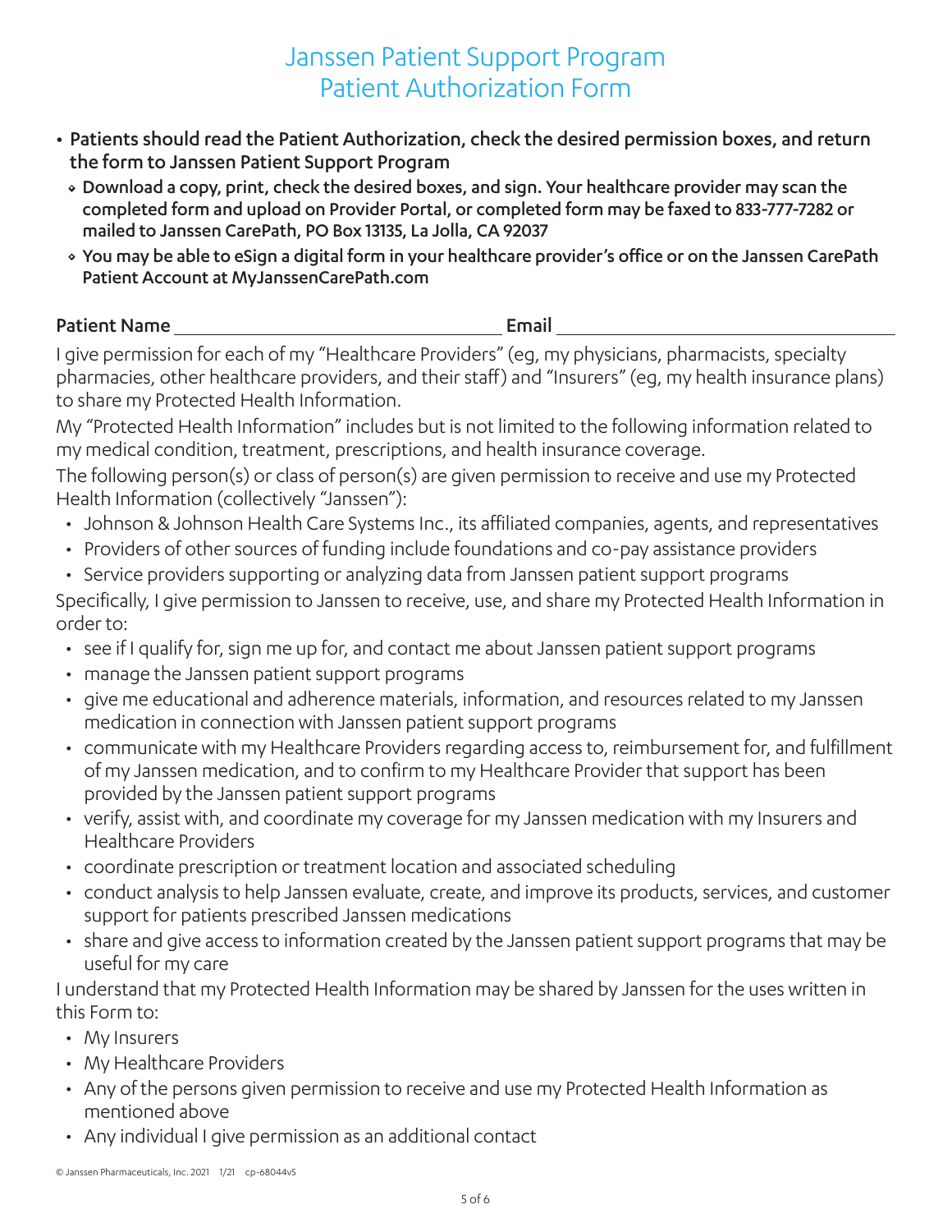# Janssen Patient Support Program
# Patient Authorization Form

- **Patients should read the Patient Authorization, check the desired permission boxes, and return the form to Janssen Patient Support Program**
  - **Download a copy, print, check the desired boxes, and sign. Your healthcare provider may scan the completed form and upload on Provider Portal, or completed form may be faxed to 833-777-7282 or mailed to Janssen CarePath, PO Box 13135, La Jolla, CA 92037**
  - **You may be able to eSign a digital form in your healthcare provider's office or on the Janssen CarePath Patient Account at MyJanssenCarePath.com**

**Patient Name** ________________________________ **Email** ________________________________

I give permission for each of my "Healthcare Providers" (eg, my physicians, pharmacists, specialty pharmacies, other healthcare providers, and their staff) and "Insurers" (eg, my health insurance plans) to share my Protected Health Information.

My "Protected Health Information" includes but is not limited to the following information related to my medical condition, treatment, prescriptions, and health insurance coverage.

The following person(s) or class of person(s) are given permission to receive and use my Protected Health Information (collectively "Janssen"):

- Johnson & Johnson Health Care Systems Inc., its affiliated companies, agents, and representatives
- Providers of other sources of funding include foundations and co-pay assistance providers
- Service providers supporting or analyzing data from Janssen patient support programs

Specifically, I give permission to Janssen to receive, use, and share my Protected Health Information in order to:

- see if I qualify for, sign me up for, and contact me about Janssen patient support programs
- manage the Janssen patient support programs
- give me educational and adherence materials, information, and resources related to my Janssen medication in connection with Janssen patient support programs
- communicate with my Healthcare Providers regarding access to, reimbursement for, and fulfillment of my Janssen medication, and to confirm to my Healthcare Provider that support has been provided by the Janssen patient support programs
- verify, assist with, and coordinate my coverage for my Janssen medication with my Insurers and Healthcare Providers
- coordinate prescription or treatment location and associated scheduling
- conduct analysis to help Janssen evaluate, create, and improve its products, services, and customer support for patients prescribed Janssen medications
- share and give access to information created by the Janssen patient support programs that may be useful for my care

I understand that my Protected Health Information may be shared by Janssen for the uses written in this Form to:

- My Insurers
- My Healthcare Providers
- Any of the persons given permission to receive and use my Protected Health Information as mentioned above
- Any individual I give permission as an additional contact

© Janssen Pharmaceuticals, Inc. 2021 1/21 cp-68044v5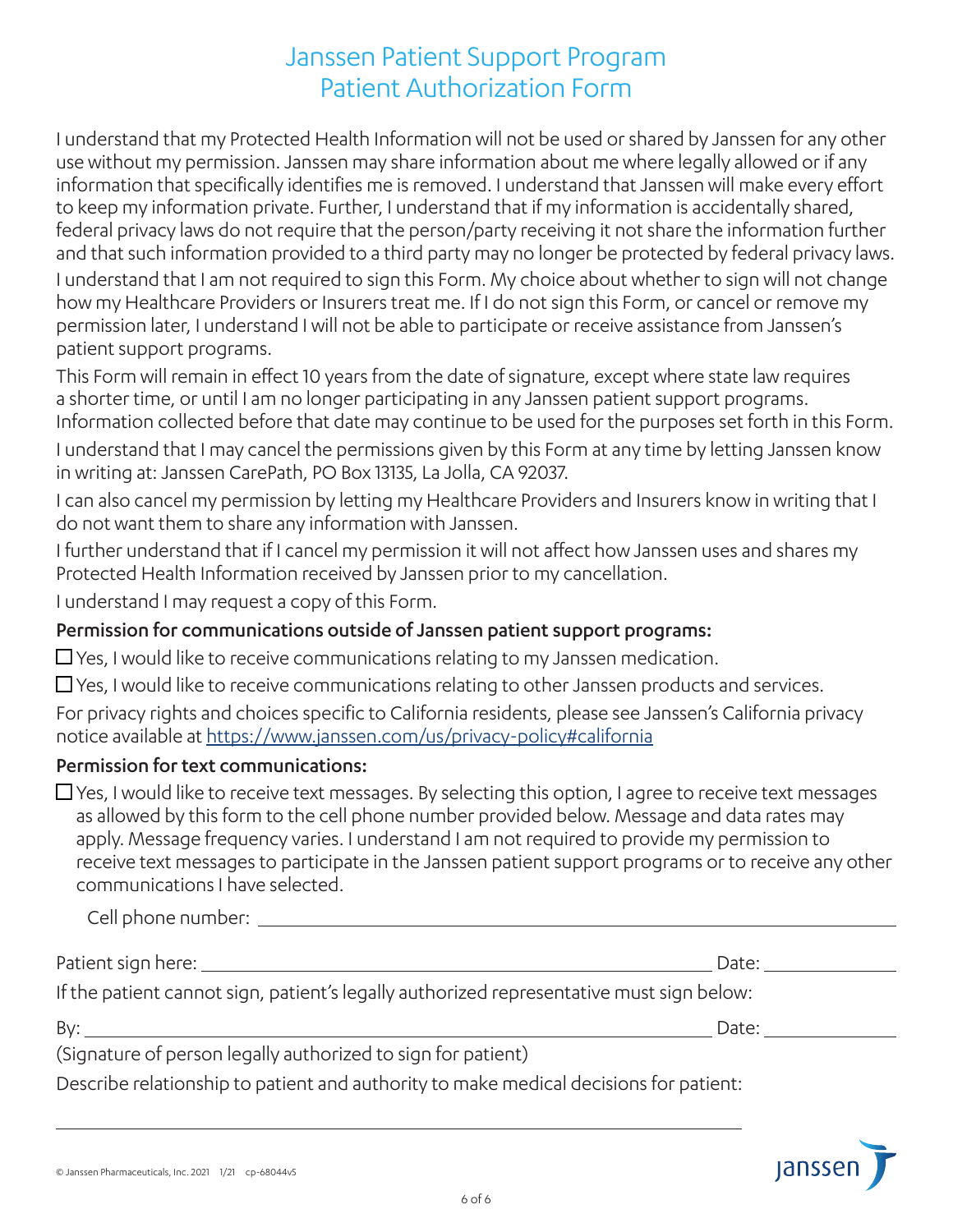# Janssen Patient Support Program
# Patient Authorization Form

I understand that my Protected Health Information will not be used or shared by Janssen for any other use without my permission. Janssen may share information about me where legally allowed or if any information that specifically identifies me is removed. I understand that Janssen will make every effort to keep my information private. Further, I understand that if my information is accidentally shared, federal privacy laws do not require that the person/party receiving it not share the information further and that such information provided to a third party may no longer be protected by federal privacy laws.

I understand that I am not required to sign this Form. My choice about whether to sign will not change how my Healthcare Providers or Insurers treat me. If I do not sign this Form, or cancel or remove my permission later, I understand I will not be able to participate or receive assistance from Janssen's patient support programs.

This Form will remain in effect 10 years from the date of signature, except where state law requires a shorter time, or until I am no longer participating in any Janssen patient support programs. Information collected before that date may continue to be used for the purposes set forth in this Form.

I understand that I may cancel the permissions given by this Form at any time by letting Janssen know in writing at: Janssen CarePath, PO Box 13135, La Jolla, CA 92037.

I can also cancel my permission by letting my Healthcare Providers and Insurers know in writing that I do not want them to share any information with Janssen.

I further understand that if I cancel my permission it will not affect how Janssen uses and shares my Protected Health Information received by Janssen prior to my cancellation.

I understand I may request a copy of this Form.

**Permission for communications outside of Janssen patient support programs:**

☐ Yes, I would like to receive communications relating to my Janssen medication.

☐ Yes, I would like to receive communications relating to other Janssen products and services.

For privacy rights and choices specific to California residents, please see Janssen's California privacy notice available at https://www.janssen.com/us/privacy-policy#california

**Permission for text communications:**

☐ Yes, I would like to receive text messages. By selecting this option, I agree to receive text messages as allowed by this form to the cell phone number provided below. Message and data rates may apply. Message frequency varies. I understand I am not required to provide my permission to receive text messages to participate in the Janssen patient support programs or to receive any other communications I have selected.

Cell phone number: ______________________________

Patient sign here: ______________________________ Date: ____________

If the patient cannot sign, patient's legally authorized representative must sign below:

By: ______________________________ Date: ____________

(Signature of person legally authorized to sign for patient)

Describe relationship to patient and authority to make medical decisions for patient:

______________________________

© Janssen Pharmaceuticals, Inc. 2021 1/21 cp-68044v5

janssen